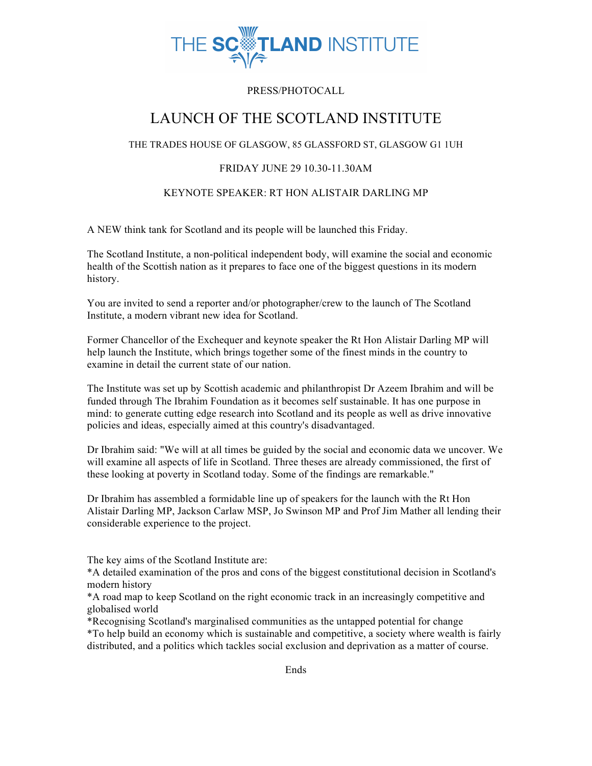THE SCOTLAND INSTITUTE

PRESS/PHOTOCALL

# LAUNCH OF THE SCOTLAND INSTITUTE

THE TRADES HOUSE OF GLASGOW, 85 GLASSFORD ST, GLASGOW G1 1UH

FRIDAY JUNE 29 10.30-11.30AM

KEYNOTE SPEAKER: RT HON ALISTAIR DARLING MP

A NEW think tank for Scotland and its people will be launched this Friday.

The Scotland Institute, a non-political independent body, will examine the social and economic health of the Scottish nation as it prepares to face one of the biggest questions in its modern history.

You are invited to send a reporter and/or photographer/crew to the launch of The Scotland Institute, a modern vibrant new idea for Scotland.

Former Chancellor of the Exchequer and keynote speaker the Rt Hon Alistair Darling MP will help launch the Institute, which brings together some of the finest minds in the country to examine in detail the current state of our nation.

The Institute was set up by Scottish academic and philanthropist Dr Azeem Ibrahim and will be funded through The Ibrahim Foundation as it becomes self sustainable. It has one purpose in mind: to generate cutting edge research into Scotland and its people as well as drive innovative policies and ideas, especially aimed at this country's disadvantaged.

Dr Ibrahim said: "We will at all times be guided by the social and economic data we uncover. We will examine all aspects of life in Scotland. Three theses are already commissioned, the first of these looking at poverty in Scotland today. Some of the findings are remarkable."

Dr Ibrahim has assembled a formidable line up of speakers for the launch with the Rt Hon Alistair Darling MP, Jackson Carlaw MSP, Jo Swinson MP and Prof Jim Mather all lending their considerable experience to the project.

The key aims of the Scotland Institute are:

*A detailed examination of the pros and cons of the biggest constitutional decision in Scotland's modern history
*A road map to keep Scotland on the right economic track in an increasingly competitive and globalised world
*Recognising Scotland's marginalised communities as the untapped potential for change
*To help build an economy which is sustainable and competitive, a society where wealth is fairly distributed, and a politics which tackles social exclusion and deprivation as a matter of course.

Ends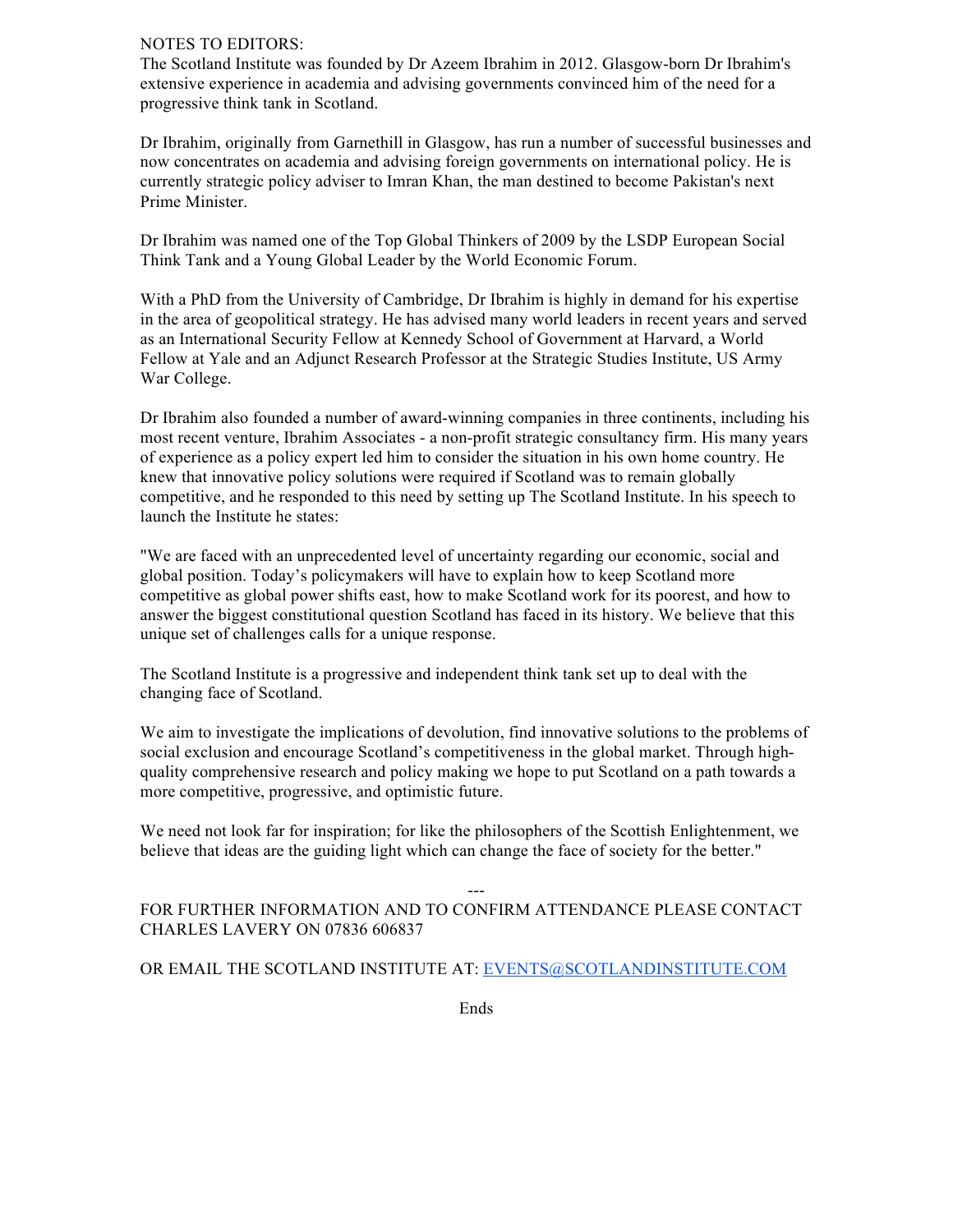NOTES TO EDITORS:

The Scotland Institute was founded by Dr Azeem Ibrahim in 2012. Glasgow-born Dr Ibrahim's extensive experience in academia and advising governments convinced him of the need for a progressive think tank in Scotland.

Dr Ibrahim, originally from Garnethill in Glasgow, has run a number of successful businesses and now concentrates on academia and advising foreign governments on international policy. He is currently strategic policy adviser to Imran Khan, the man destined to become Pakistan's next Prime Minister.

Dr Ibrahim was named one of the Top Global Thinkers of 2009 by the LSDP European Social Think Tank and a Young Global Leader by the World Economic Forum.

With a PhD from the University of Cambridge, Dr Ibrahim is highly in demand for his expertise in the area of geopolitical strategy. He has advised many world leaders in recent years and served as an International Security Fellow at Kennedy School of Government at Harvard, a World Fellow at Yale and an Adjunct Research Professor at the Strategic Studies Institute, US Army War College.

Dr Ibrahim also founded a number of award-winning companies in three continents, including his most recent venture, Ibrahim Associates - a non-profit strategic consultancy firm. His many years of experience as a policy expert led him to consider the situation in his own home country. He knew that innovative policy solutions were required if Scotland was to remain globally competitive, and he responded to this need by setting up The Scotland Institute. In his speech to launch the Institute he states:

"We are faced with an unprecedented level of uncertainty regarding our economic, social and global position. Today's policymakers will have to explain how to keep Scotland more competitive as global power shifts east, how to make Scotland work for its poorest, and how to answer the biggest constitutional question Scotland has faced in its history. We believe that this unique set of challenges calls for a unique response.

The Scotland Institute is a progressive and independent think tank set up to deal with the changing face of Scotland.

We aim to investigate the implications of devolution, find innovative solutions to the problems of social exclusion and encourage Scotland's competitiveness in the global market. Through high-quality comprehensive research and policy making we hope to put Scotland on a path towards a more competitive, progressive, and optimistic future.

We need not look far for inspiration; for like the philosophers of the Scottish Enlightenment, we believe that ideas are the guiding light which can change the face of society for the better."

---

FOR FURTHER INFORMATION AND TO CONFIRM ATTENDANCE PLEASE CONTACT CHARLES LAVERY ON 07836 606837

OR EMAIL THE SCOTLAND INSTITUTE AT: EVENTS@SCOTLANDINSTITUTE.COM

Ends